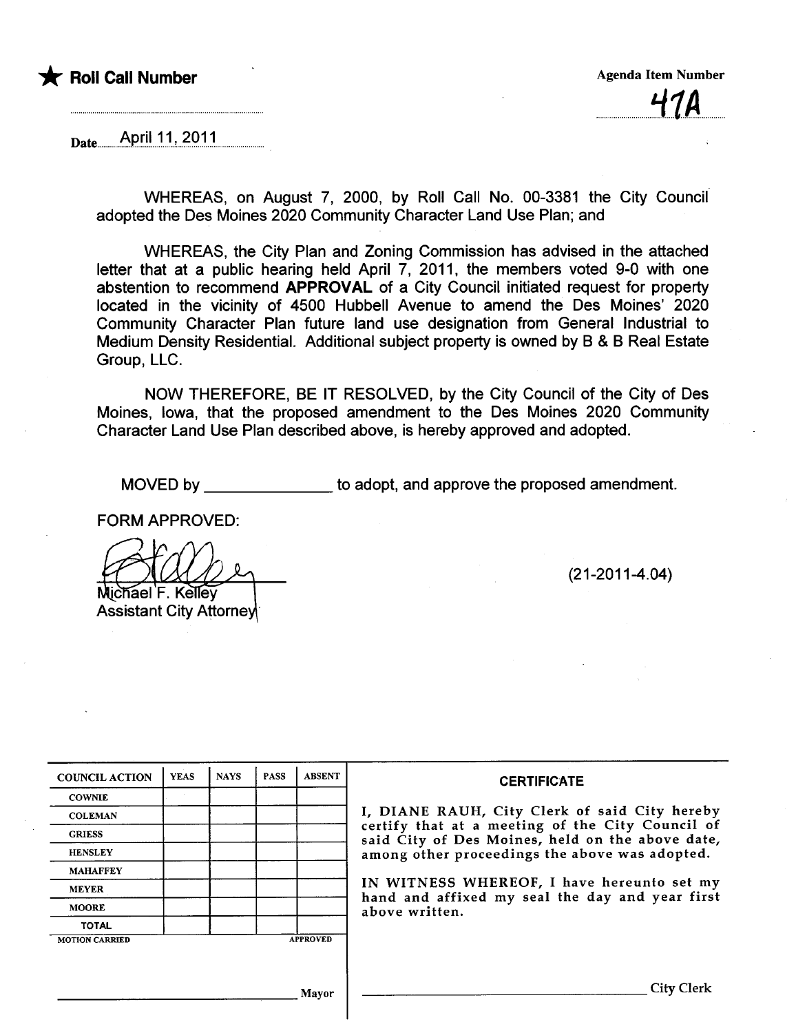★ **Roll Call Number**

**Agenda Item Number**

47A

Date April 11, 2011

WHEREAS, on August 7, 2000, by Roll Call No. 00-3381 the City Council adopted the Des Moines 2020 Community Character Land Use Plan; and

WHEREAS, the City Plan and Zoning Commission has advised in the attached letter that at a public hearing held April 7, 2011, the members voted 9-0 with one abstention to recommend **APPROVAL** of a City Council initiated request for property located in the vicinity of 4500 Hubbell Avenue to amend the Des Moines' 2020 Community Character Plan future land use designation from General Industrial to Medium Density Residential. Additional subject property is owned by B & B Real Estate Group, LLC.

NOW THEREFORE, BE IT RESOLVED, by the City Council of the City of Des Moines, Iowa, that the proposed amendment to the Des Moines 2020 Community Character Land Use Plan described above, is hereby approved and adopted.

MOVED by ______________ to adopt, and approve the proposed amendment.

FORM APPROVED:

Michael F. Kelley
Assistant City Attorney

(21-2011-4.04)

| COUNCIL ACTION | YEAS | NAYS | PASS | ABSENT |
|---|---|---|---|---|
| COWNIE | | | | |
| COLEMAN | | | | |
| GRIESS | | | | |
| HENSLEY | | | | |
| MAHAFFEY | | | | |
| MEYER | | | | |
| MOORE | | | | |
| TOTAL | | | | |
| MOTION CARRIED | | | | APPROVED |

______________________________ Mayor

**CERTIFICATE**

I, DIANE RAUH, City Clerk of said City hereby certify that at a meeting of the City Council of said City of Des Moines, held on the above date, among other proceedings the above was adopted.

IN WITNESS WHEREOF, I have hereunto set my hand and affixed my seal the day and year first above written.

______________________________ City Clerk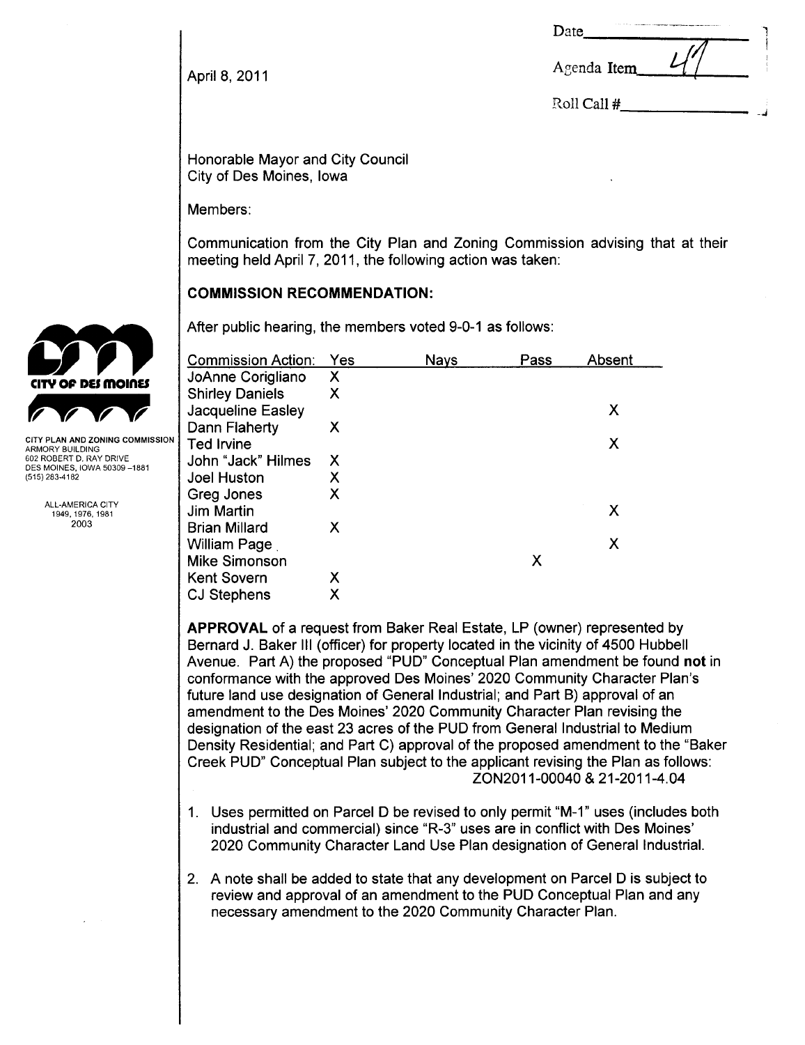April 8, 2011

Date\_\_\_\_\_\_\_\_\_\_

Agenda Item 41

Roll Call #\_\_\_\_\_\_\_\_\_\_

CITY OF DES MOINES

CITY PLAN AND ZONING COMMISSION
ARMORY BUILDING
602 ROBERT D. RAY DRIVE
DES MOINES, IOWA 50309 –1881
(515) 283-4182

ALL-AMERICA CITY
1949, 1976, 1981
2003

Honorable Mayor and City Council
City of Des Moines, Iowa

Members:

Communication from the City Plan and Zoning Commission advising that at their meeting held April 7, 2011, the following action was taken:

## COMMISSION RECOMMENDATION:

After public hearing, the members voted 9-0-1 as follows:

| Commission Action: | Yes | Nays | Pass | Absent |
|---|---|---|---|---|
| JoAnne Corigliano | X | | | |
| Shirley Daniels | X | | | |
| Jacqueline Easley | | | | X |
| Dann Flaherty | X | | | |
| Ted Irvine | | | | X |
| John "Jack" Hilmes | X | | | |
| Joel Huston | X | | | |
| Greg Jones | X | | | |
| Jim Martin | | | | X |
| Brian Millard | X | | | |
| William Page | | | | X |
| Mike Simonson | | | X | |
| Kent Sovern | X | | | |
| CJ Stephens | X | | | |

**APPROVAL** of a request from Baker Real Estate, LP (owner) represented by Bernard J. Baker III (officer) for property located in the vicinity of 4500 Hubbell Avenue. Part A) the proposed "PUD" Conceptual Plan amendment be found **not** in conformance with the approved Des Moines' 2020 Community Character Plan's future land use designation of General Industrial; and Part B) approval of an amendment to the Des Moines' 2020 Community Character Plan revising the designation of the east 23 acres of the PUD from General Industrial to Medium Density Residential; and Part C) approval of the proposed amendment to the "Baker Creek PUD" Conceptual Plan subject to the applicant revising the Plan as follows: ZON2011-00040 & 21-2011-4.04

1. Uses permitted on Parcel D be revised to only permit "M-1" uses (includes both industrial and commercial) since "R-3" uses are in conflict with Des Moines' 2020 Community Character Land Use Plan designation of General Industrial.
2. A note shall be added to state that any development on Parcel D is subject to review and approval of an amendment to the PUD Conceptual Plan and any necessary amendment to the 2020 Community Character Plan.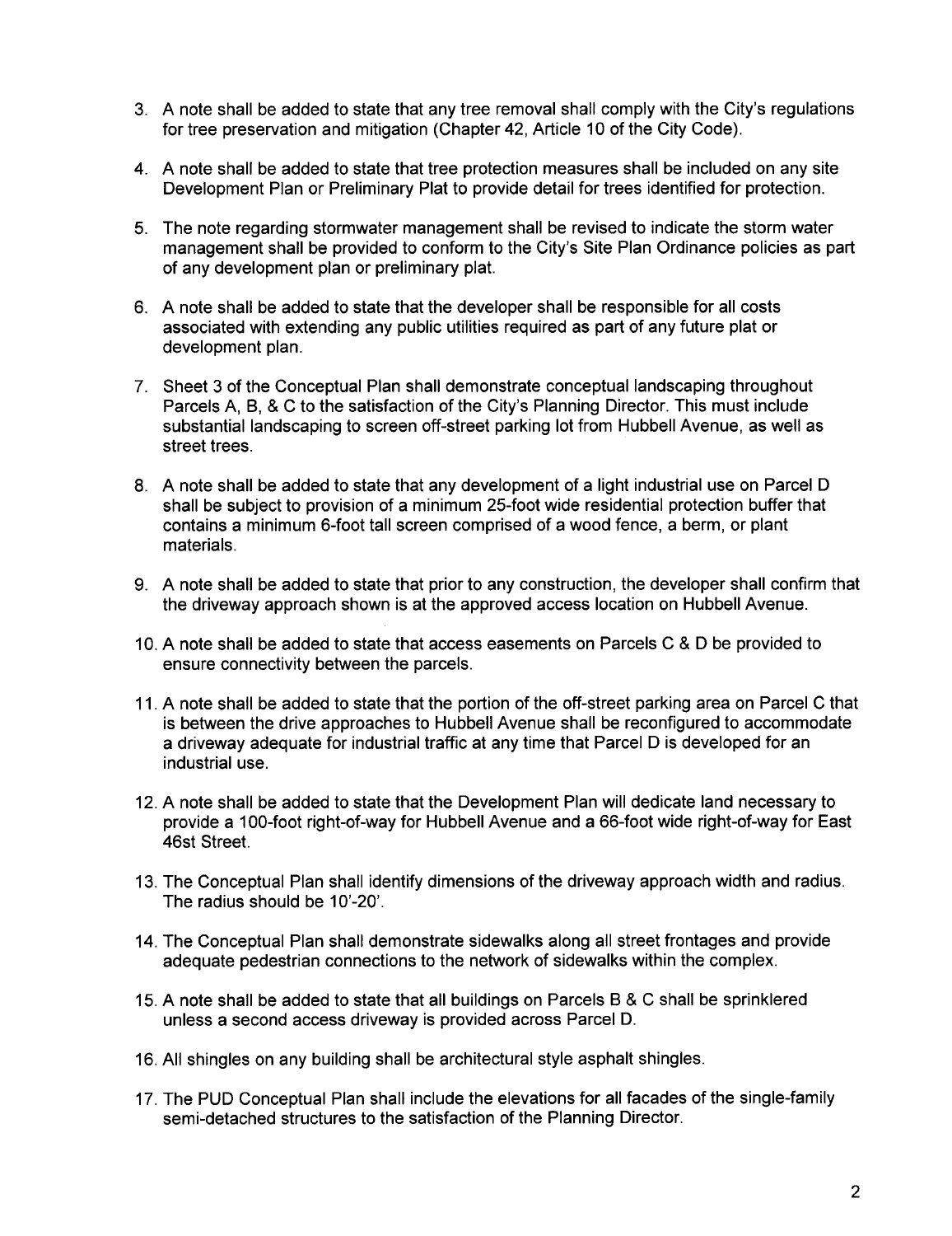3. A note shall be added to state that any tree removal shall comply with the City's regulations for tree preservation and mitigation (Chapter 42, Article 10 of the City Code).

4. A note shall be added to state that tree protection measures shall be included on any site Development Plan or Preliminary Plat to provide detail for trees identified for protection.

5. The note regarding stormwater management shall be revised to indicate the storm water management shall be provided to conform to the City's Site Plan Ordinance policies as part of any development plan or preliminary plat.

6. A note shall be added to state that the developer shall be responsible for all costs associated with extending any public utilities required as part of any future plat or development plan.

7. Sheet 3 of the Conceptual Plan shall demonstrate conceptual landscaping throughout Parcels A, B, & C to the satisfaction of the City's Planning Director. This must include substantial landscaping to screen off-street parking lot from Hubbell Avenue, as well as street trees.

8. A note shall be added to state that any development of a light industrial use on Parcel D shall be subject to provision of a minimum 25-foot wide residential protection buffer that contains a minimum 6-foot tall screen comprised of a wood fence, a berm, or plant materials.

9. A note shall be added to state that prior to any construction, the developer shall confirm that the driveway approach shown is at the approved access location on Hubbell Avenue.

10. A note shall be added to state that access easements on Parcels C & D be provided to ensure connectivity between the parcels.

11. A note shall be added to state that the portion of the off-street parking area on Parcel C that is between the drive approaches to Hubbell Avenue shall be reconfigured to accommodate a driveway adequate for industrial traffic at any time that Parcel D is developed for an industrial use.

12. A note shall be added to state that the Development Plan will dedicate land necessary to provide a 100-foot right-of-way for Hubbell Avenue and a 66-foot wide right-of-way for East 46st Street.

13. The Conceptual Plan shall identify dimensions of the driveway approach width and radius. The radius should be 10'-20'.

14. The Conceptual Plan shall demonstrate sidewalks along all street frontages and provide adequate pedestrian connections to the network of sidewalks within the complex.

15. A note shall be added to state that all buildings on Parcels B & C shall be sprinklered unless a second access driveway is provided across Parcel D.

16. All shingles on any building shall be architectural style asphalt shingles.

17. The PUD Conceptual Plan shall include the elevations for all facades of the single-family semi-detached structures to the satisfaction of the Planning Director.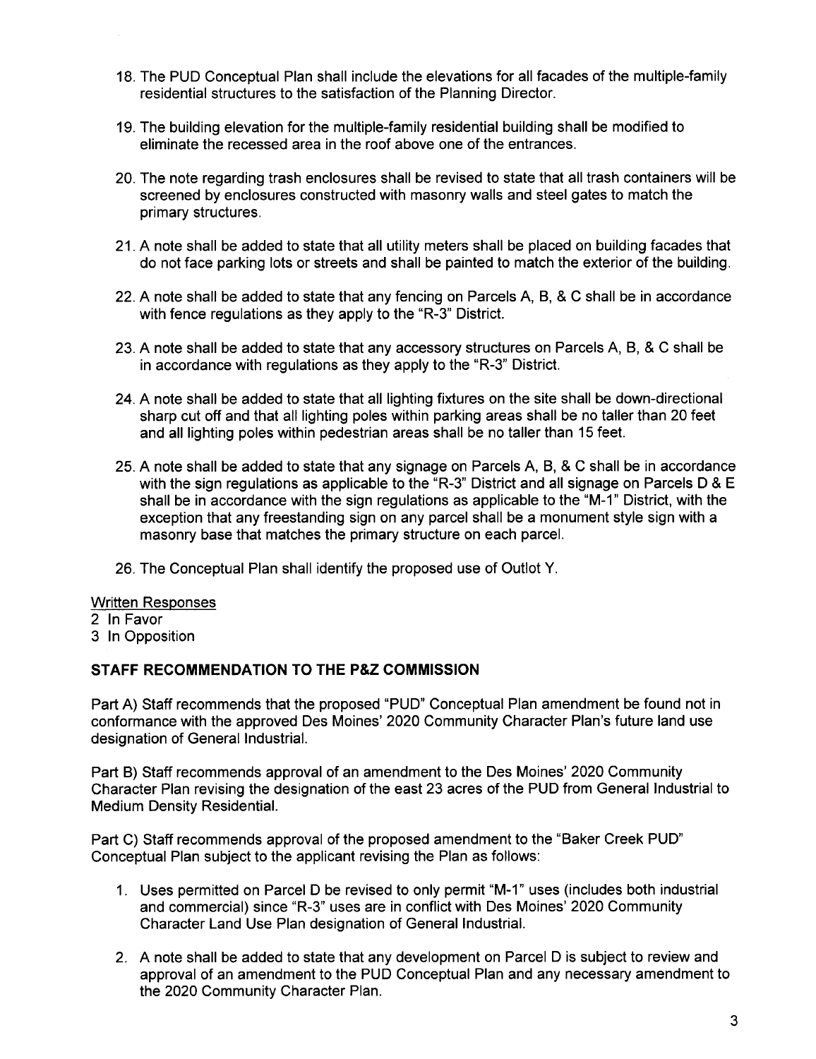18. The PUD Conceptual Plan shall include the elevations for all facades of the multiple-family residential structures to the satisfaction of the Planning Director.

19. The building elevation for the multiple-family residential building shall be modified to eliminate the recessed area in the roof above one of the entrances.

20. The note regarding trash enclosures shall be revised to state that all trash containers will be screened by enclosures constructed with masonry walls and steel gates to match the primary structures.

21. A note shall be added to state that all utility meters shall be placed on building facades that do not face parking lots or streets and shall be painted to match the exterior of the building.

22. A note shall be added to state that any fencing on Parcels A, B, & C shall be in accordance with fence regulations as they apply to the "R-3" District.

23. A note shall be added to state that any accessory structures on Parcels A, B, & C shall be in accordance with regulations as they apply to the "R-3" District.

24. A note shall be added to state that all lighting fixtures on the site shall be down-directional sharp cut off and that all lighting poles within parking areas shall be no taller than 20 feet and all lighting poles within pedestrian areas shall be no taller than 15 feet.

25. A note shall be added to state that any signage on Parcels A, B, & C shall be in accordance with the sign regulations as applicable to the "R-3" District and all signage on Parcels D & E shall be in accordance with the sign regulations as applicable to the "M-1" District, with the exception that any freestanding sign on any parcel shall be a monument style sign with a masonry base that matches the primary structure on each parcel.

26. The Conceptual Plan shall identify the proposed use of Outlot Y.

Written Responses
2 In Favor
3 In Opposition

**STAFF RECOMMENDATION TO THE P&Z COMMISSION**

Part A) Staff recommends that the proposed "PUD" Conceptual Plan amendment be found not in conformance with the approved Des Moines' 2020 Community Character Plan's future land use designation of General Industrial.

Part B) Staff recommends approval of an amendment to the Des Moines' 2020 Community Character Plan revising the designation of the east 23 acres of the PUD from General Industrial to Medium Density Residential.

Part C) Staff recommends approval of the proposed amendment to the "Baker Creek PUD" Conceptual Plan subject to the applicant revising the Plan as follows:

1. Uses permitted on Parcel D be revised to only permit "M-1" uses (includes both industrial and commercial) since "R-3" uses are in conflict with Des Moines' 2020 Community Character Land Use Plan designation of General Industrial.

2. A note shall be added to state that any development on Parcel D is subject to review and approval of an amendment to the PUD Conceptual Plan and any necessary amendment to the 2020 Community Character Plan.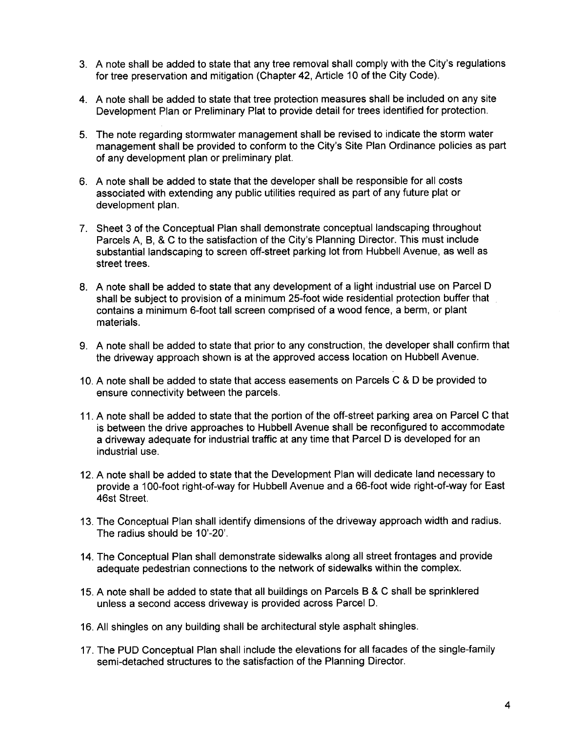3. A note shall be added to state that any tree removal shall comply with the City's regulations for tree preservation and mitigation (Chapter 42, Article 10 of the City Code).

4. A note shall be added to state that tree protection measures shall be included on any site Development Plan or Preliminary Plat to provide detail for trees identified for protection.

5. The note regarding stormwater management shall be revised to indicate the storm water management shall be provided to conform to the City's Site Plan Ordinance policies as part of any development plan or preliminary plat.

6. A note shall be added to state that the developer shall be responsible for all costs associated with extending any public utilities required as part of any future plat or development plan.

7. Sheet 3 of the Conceptual Plan shall demonstrate conceptual landscaping throughout Parcels A, B, & C to the satisfaction of the City's Planning Director. This must include substantial landscaping to screen off-street parking lot from Hubbell Avenue, as well as street trees.

8. A note shall be added to state that any development of a light industrial use on Parcel D shall be subject to provision of a minimum 25-foot wide residential protection buffer that contains a minimum 6-foot tall screen comprised of a wood fence, a berm, or plant materials.

9. A note shall be added to state that prior to any construction, the developer shall confirm that the driveway approach shown is at the approved access location on Hubbell Avenue.

10. A note shall be added to state that access easements on Parcels C & D be provided to ensure connectivity between the parcels.

11. A note shall be added to state that the portion of the off-street parking area on Parcel C that is between the drive approaches to Hubbell Avenue shall be reconfigured to accommodate a driveway adequate for industrial traffic at any time that Parcel D is developed for an industrial use.

12. A note shall be added to state that the Development Plan will dedicate land necessary to provide a 100-foot right-of-way for Hubbell Avenue and a 66-foot wide right-of-way for East 46st Street.

13. The Conceptual Plan shall identify dimensions of the driveway approach width and radius. The radius should be 10'-20'.

14. The Conceptual Plan shall demonstrate sidewalks along all street frontages and provide adequate pedestrian connections to the network of sidewalks within the complex.

15. A note shall be added to state that all buildings on Parcels B & C shall be sprinklered unless a second access driveway is provided across Parcel D.

16. All shingles on any building shall be architectural style asphalt shingles.

17. The PUD Conceptual Plan shall include the elevations for all facades of the single-family semi-detached structures to the satisfaction of the Planning Director.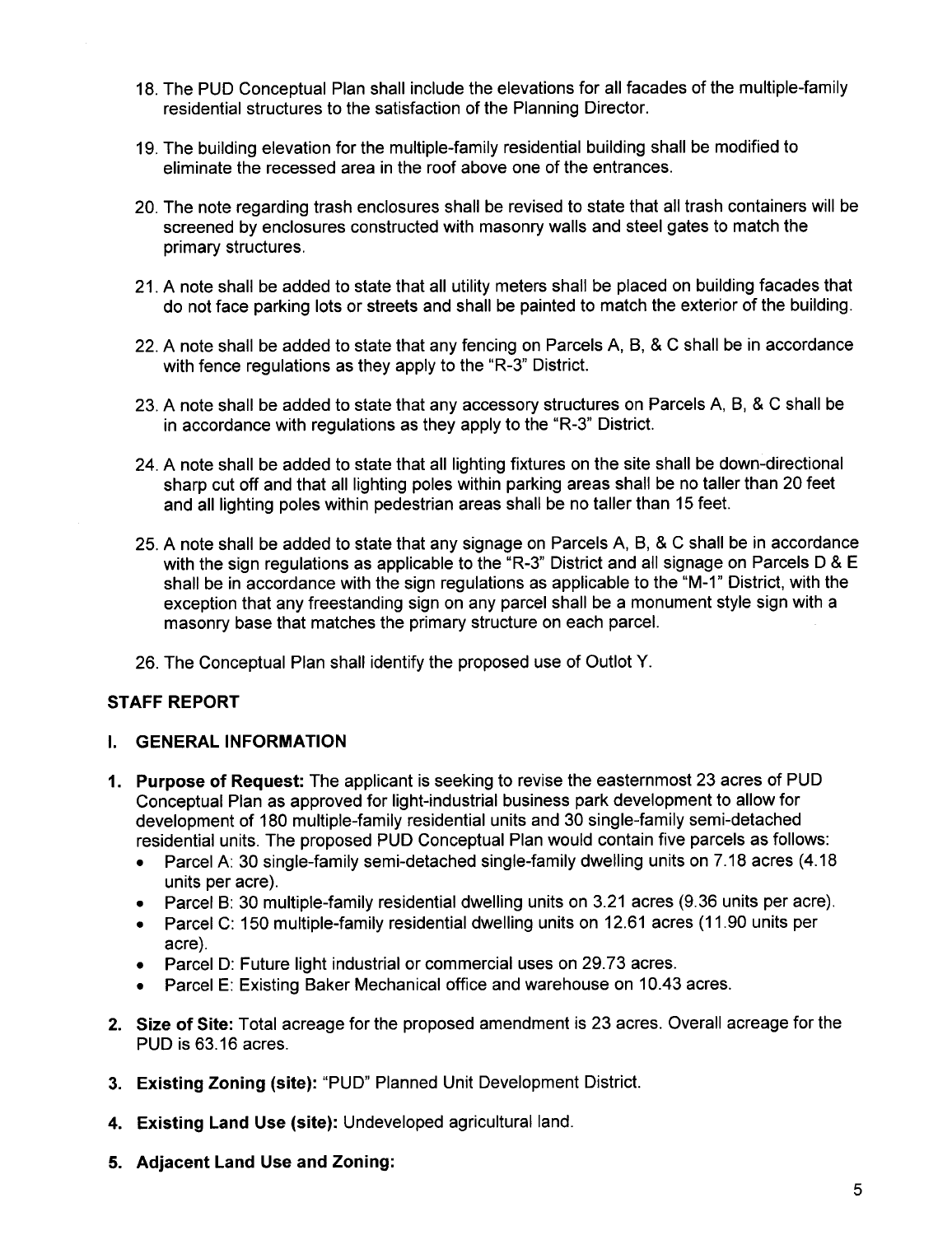18. The PUD Conceptual Plan shall include the elevations for all facades of the multiple-family residential structures to the satisfaction of the Planning Director.

19. The building elevation for the multiple-family residential building shall be modified to eliminate the recessed area in the roof above one of the entrances.

20. The note regarding trash enclosures shall be revised to state that all trash containers will be screened by enclosures constructed with masonry walls and steel gates to match the primary structures.

21. A note shall be added to state that all utility meters shall be placed on building facades that do not face parking lots or streets and shall be painted to match the exterior of the building.

22. A note shall be added to state that any fencing on Parcels A, B, & C shall be in accordance with fence regulations as they apply to the "R-3" District.

23. A note shall be added to state that any accessory structures on Parcels A, B, & C shall be in accordance with regulations as they apply to the "R-3" District.

24. A note shall be added to state that all lighting fixtures on the site shall be down-directional sharp cut off and that all lighting poles within parking areas shall be no taller than 20 feet and all lighting poles within pedestrian areas shall be no taller than 15 feet.

25. A note shall be added to state that any signage on Parcels A, B, & C shall be in accordance with the sign regulations as applicable to the "R-3" District and all signage on Parcels D & E shall be in accordance with the sign regulations as applicable to the "M-1" District, with the exception that any freestanding sign on any parcel shall be a monument style sign with a masonry base that matches the primary structure on each parcel.

26. The Conceptual Plan shall identify the proposed use of Outlot Y.

## STAFF REPORT

### I. GENERAL INFORMATION

1. **Purpose of Request:** The applicant is seeking to revise the easternmost 23 acres of PUD Conceptual Plan as approved for light-industrial business park development to allow for development of 180 multiple-family residential units and 30 single-family semi-detached residential units. The proposed PUD Conceptual Plan would contain five parcels as follows:
   - Parcel A: 30 single-family semi-detached single-family dwelling units on 7.18 acres (4.18 units per acre).
   - Parcel B: 30 multiple-family residential dwelling units on 3.21 acres (9.36 units per acre).
   - Parcel C: 150 multiple-family residential dwelling units on 12.61 acres (11.90 units per acre).
   - Parcel D: Future light industrial or commercial uses on 29.73 acres.
   - Parcel E: Existing Baker Mechanical office and warehouse on 10.43 acres.

2. **Size of Site:** Total acreage for the proposed amendment is 23 acres. Overall acreage for the PUD is 63.16 acres.

3. **Existing Zoning (site):** "PUD" Planned Unit Development District.

4. **Existing Land Use (site):** Undeveloped agricultural land.

5. **Adjacent Land Use and Zoning:**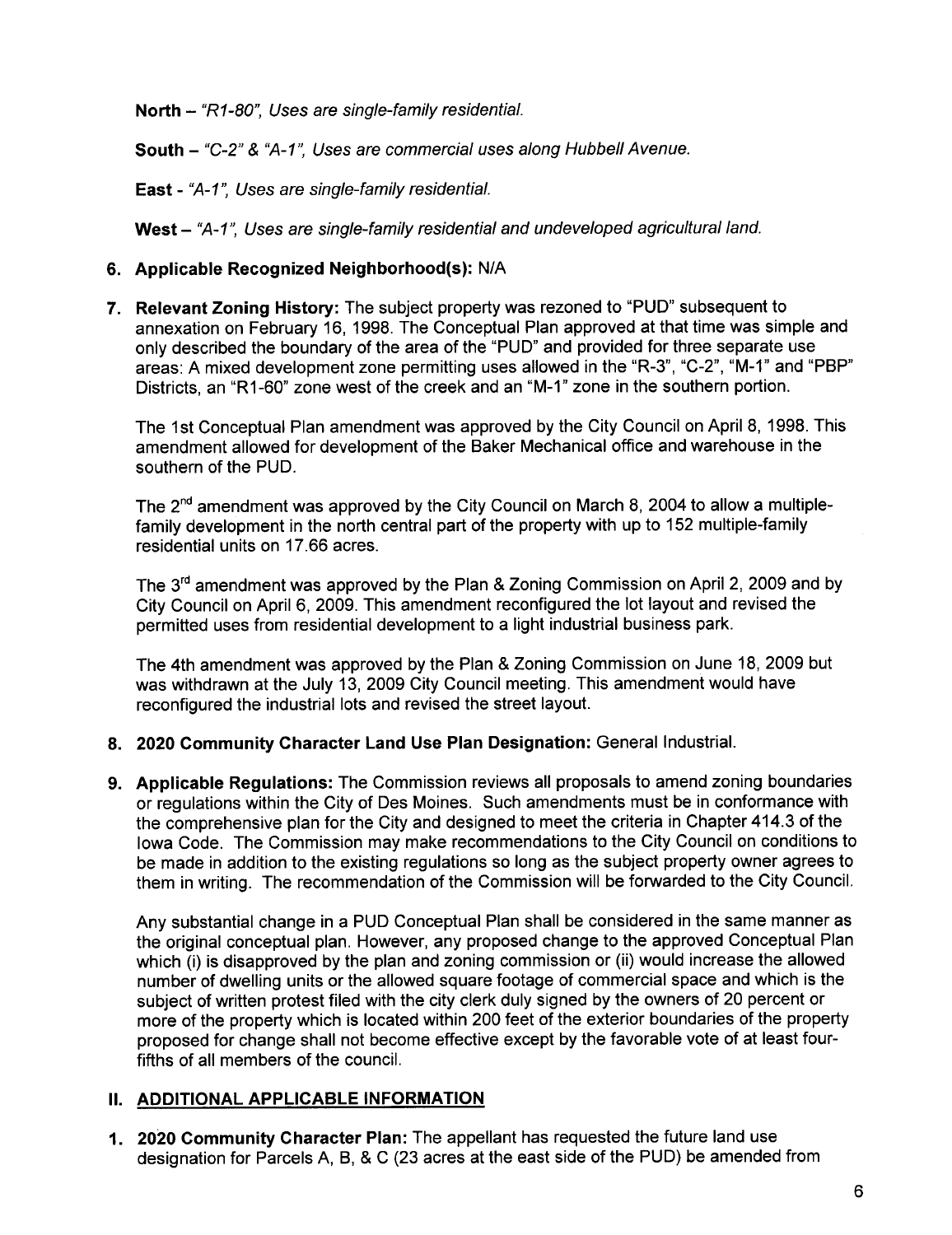**North** – *"R1-80", Uses are single-family residential.*

**South** – *"C-2" & "A-1", Uses are commercial uses along Hubbell Avenue.*

**East** - *"A-1", Uses are single-family residential.*

**West** – *"A-1", Uses are single-family residential and undeveloped agricultural land.*

6. **Applicable Recognized Neighborhood(s):** N/A

7. **Relevant Zoning History:** The subject property was rezoned to "PUD" subsequent to annexation on February 16, 1998. The Conceptual Plan approved at that time was simple and only described the boundary of the area of the "PUD" and provided for three separate use areas: A mixed development zone permitting uses allowed in the "R-3", "C-2", "M-1" and "PBP" Districts, an "R1-60" zone west of the creek and an "M-1" zone in the southern portion.

   The 1st Conceptual Plan amendment was approved by the City Council on April 8, 1998. This amendment allowed for development of the Baker Mechanical office and warehouse in the southern of the PUD.

   The 2nd amendment was approved by the City Council on March 8, 2004 to allow a multiple-family development in the north central part of the property with up to 152 multiple-family residential units on 17.66 acres.

   The 3rd amendment was approved by the Plan & Zoning Commission on April 2, 2009 and by City Council on April 6, 2009. This amendment reconfigured the lot layout and revised the permitted uses from residential development to a light industrial business park.

   The 4th amendment was approved by the Plan & Zoning Commission on June 18, 2009 but was withdrawn at the July 13, 2009 City Council meeting. This amendment would have reconfigured the industrial lots and revised the street layout.

8. **2020 Community Character Land Use Plan Designation:** General Industrial.

9. **Applicable Regulations:** The Commission reviews all proposals to amend zoning boundaries or regulations within the City of Des Moines. Such amendments must be in conformance with the comprehensive plan for the City and designed to meet the criteria in Chapter 414.3 of the Iowa Code. The Commission may make recommendations to the City Council on conditions to be made in addition to the existing regulations so long as the subject property owner agrees to them in writing. The recommendation of the Commission will be forwarded to the City Council.

   Any substantial change in a PUD Conceptual Plan shall be considered in the same manner as the original conceptual plan. However, any proposed change to the approved Conceptual Plan which (i) is disapproved by the plan and zoning commission or (ii) would increase the allowed number of dwelling units or the allowed square footage of commercial space and which is the subject of written protest filed with the city clerk duly signed by the owners of 20 percent or more of the property which is located within 200 feet of the exterior boundaries of the property proposed for change shall not become effective except by the favorable vote of at least four-fifths of all members of the council.

## II. ADDITIONAL APPLICABLE INFORMATION

1. **2020 Community Character Plan:** The appellant has requested the future land use designation for Parcels A, B, & C (23 acres at the east side of the PUD) be amended from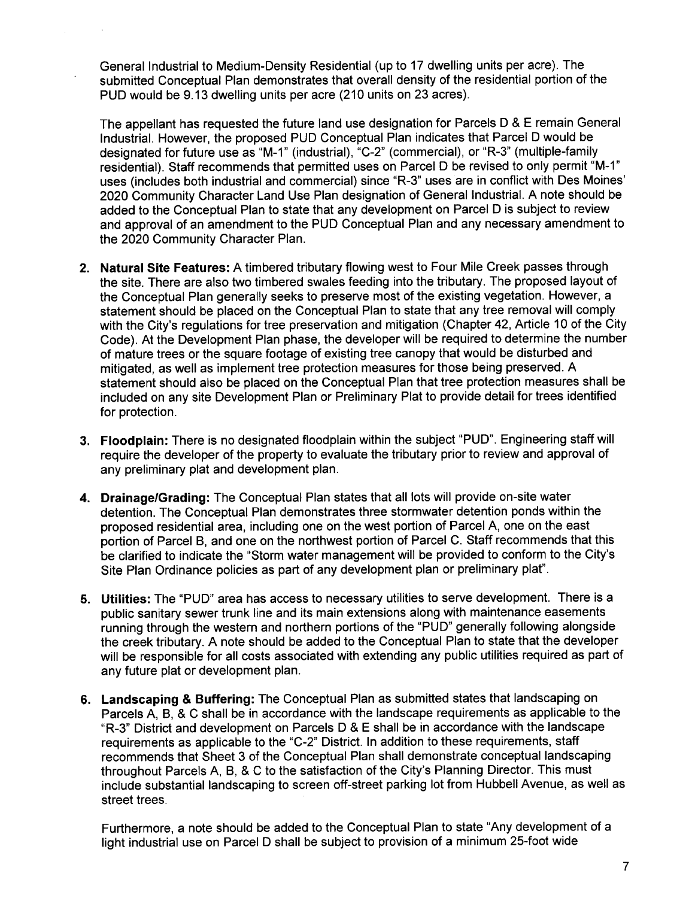General Industrial to Medium-Density Residential (up to 17 dwelling units per acre). The submitted Conceptual Plan demonstrates that overall density of the residential portion of the PUD would be 9.13 dwelling units per acre (210 units on 23 acres).

The appellant has requested the future land use designation for Parcels D & E remain General Industrial. However, the proposed PUD Conceptual Plan indicates that Parcel D would be designated for future use as "M-1" (industrial), "C-2" (commercial), or "R-3" (multiple-family residential). Staff recommends that permitted uses on Parcel D be revised to only permit "M-1" uses (includes both industrial and commercial) since "R-3" uses are in conflict with Des Moines' 2020 Community Character Land Use Plan designation of General Industrial. A note should be added to the Conceptual Plan to state that any development on Parcel D is subject to review and approval of an amendment to the PUD Conceptual Plan and any necessary amendment to the 2020 Community Character Plan.

2. **Natural Site Features:** A timbered tributary flowing west to Four Mile Creek passes through the site. There are also two timbered swales feeding into the tributary. The proposed layout of the Conceptual Plan generally seeks to preserve most of the existing vegetation. However, a statement should be placed on the Conceptual Plan to state that any tree removal will comply with the City's regulations for tree preservation and mitigation (Chapter 42, Article 10 of the City Code). At the Development Plan phase, the developer will be required to determine the number of mature trees or the square footage of existing tree canopy that would be disturbed and mitigated, as well as implement tree protection measures for those being preserved. A statement should also be placed on the Conceptual Plan that tree protection measures shall be included on any site Development Plan or Preliminary Plat to provide detail for trees identified for protection.

3. **Floodplain:** There is no designated floodplain within the subject "PUD". Engineering staff will require the developer of the property to evaluate the tributary prior to review and approval of any preliminary plat and development plan.

4. **Drainage/Grading:** The Conceptual Plan states that all lots will provide on-site water detention. The Conceptual Plan demonstrates three stormwater detention ponds within the proposed residential area, including one on the west portion of Parcel A, one on the east portion of Parcel B, and one on the northwest portion of Parcel C. Staff recommends that this be clarified to indicate the "Storm water management will be provided to conform to the City's Site Plan Ordinance policies as part of any development plan or preliminary plat".

5. **Utilities:** The "PUD" area has access to necessary utilities to serve development. There is a public sanitary sewer trunk line and its main extensions along with maintenance easements running through the western and northern portions of the "PUD" generally following alongside the creek tributary. A note should be added to the Conceptual Plan to state that the developer will be responsible for all costs associated with extending any public utilities required as part of any future plat or development plan.

6. **Landscaping & Buffering:** The Conceptual Plan as submitted states that landscaping on Parcels A, B, & C shall be in accordance with the landscape requirements as applicable to the "R-3" District and development on Parcels D & E shall be in accordance with the landscape requirements as applicable to the "C-2" District. In addition to these requirements, staff recommends that Sheet 3 of the Conceptual Plan shall demonstrate conceptual landscaping throughout Parcels A, B, & C to the satisfaction of the City's Planning Director. This must include substantial landscaping to screen off-street parking lot from Hubbell Avenue, as well as street trees.

   Furthermore, a note should be added to the Conceptual Plan to state "Any development of a light industrial use on Parcel D shall be subject to provision of a minimum 25-foot wide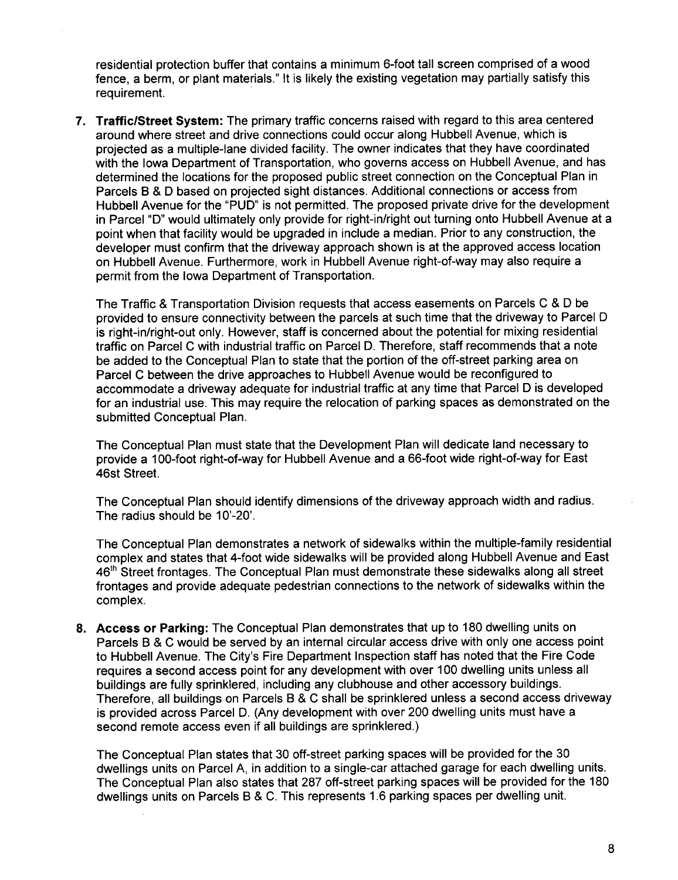residential protection buffer that contains a minimum 6-foot tall screen comprised of a wood fence, a berm, or plant materials." It is likely the existing vegetation may partially satisfy this requirement.

7. **Traffic/Street System:** The primary traffic concerns raised with regard to this area centered around where street and drive connections could occur along Hubbell Avenue, which is projected as a multiple-lane divided facility. The owner indicates that they have coordinated with the Iowa Department of Transportation, who governs access on Hubbell Avenue, and has determined the locations for the proposed public street connection on the Conceptual Plan in Parcels B & D based on projected sight distances. Additional connections or access from Hubbell Avenue for the "PUD" is not permitted. The proposed private drive for the development in Parcel "D" would ultimately only provide for right-in/right out turning onto Hubbell Avenue at a point when that facility would be upgraded in include a median. Prior to any construction, the developer must confirm that the driveway approach shown is at the approved access location on Hubbell Avenue. Furthermore, work in Hubbell Avenue right-of-way may also require a permit from the Iowa Department of Transportation.

   The Traffic & Transportation Division requests that access easements on Parcels C & D be provided to ensure connectivity between the parcels at such time that the driveway to Parcel D is right-in/right-out only. However, staff is concerned about the potential for mixing residential traffic on Parcel C with industrial traffic on Parcel D. Therefore, staff recommends that a note be added to the Conceptual Plan to state that the portion of the off-street parking area on Parcel C between the drive approaches to Hubbell Avenue would be reconfigured to accommodate a driveway adequate for industrial traffic at any time that Parcel D is developed for an industrial use. This may require the relocation of parking spaces as demonstrated on the submitted Conceptual Plan.

   The Conceptual Plan must state that the Development Plan will dedicate land necessary to provide a 100-foot right-of-way for Hubbell Avenue and a 66-foot wide right-of-way for East 46st Street.

   The Conceptual Plan should identify dimensions of the driveway approach width and radius. The radius should be 10'-20'.

   The Conceptual Plan demonstrates a network of sidewalks within the multiple-family residential complex and states that 4-foot wide sidewalks will be provided along Hubbell Avenue and East 46th Street frontages. The Conceptual Plan must demonstrate these sidewalks along all street frontages and provide adequate pedestrian connections to the network of sidewalks within the complex.

8. **Access or Parking:** The Conceptual Plan demonstrates that up to 180 dwelling units on Parcels B & C would be served by an internal circular access drive with only one access point to Hubbell Avenue. The City's Fire Department Inspection staff has noted that the Fire Code requires a second access point for any development with over 100 dwelling units unless all buildings are fully sprinklered, including any clubhouse and other accessory buildings. Therefore, all buildings on Parcels B & C shall be sprinklered unless a second access driveway is provided across Parcel D. (Any development with over 200 dwelling units must have a second remote access even if all buildings are sprinklered.)

   The Conceptual Plan states that 30 off-street parking spaces will be provided for the 30 dwellings units on Parcel A, in addition to a single-car attached garage for each dwelling units. The Conceptual Plan also states that 287 off-street parking spaces will be provided for the 180 dwellings units on Parcels B & C. This represents 1.6 parking spaces per dwelling unit.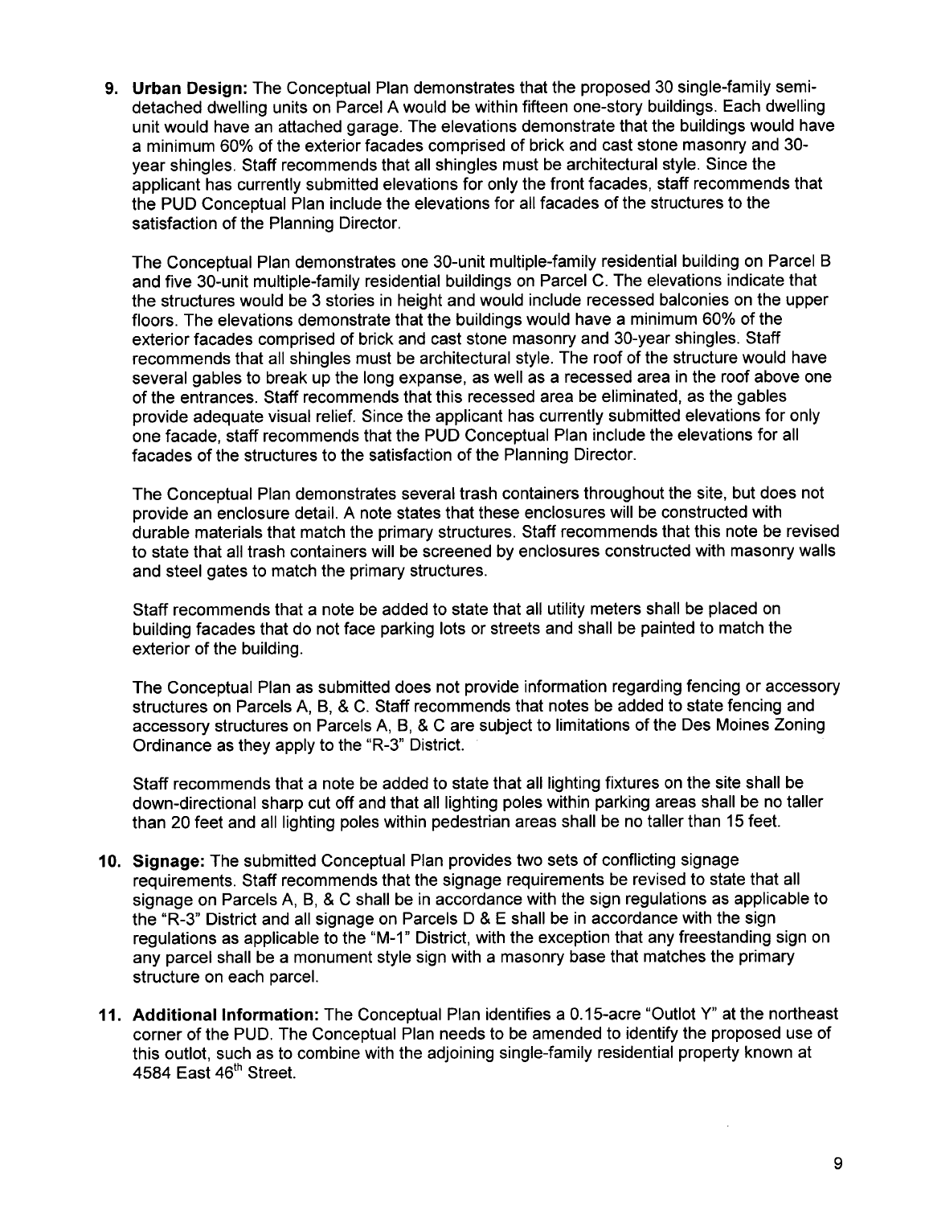9. **Urban Design:** The Conceptual Plan demonstrates that the proposed 30 single-family semi-detached dwelling units on Parcel A would be within fifteen one-story buildings. Each dwelling unit would have an attached garage. The elevations demonstrate that the buildings would have a minimum 60% of the exterior facades comprised of brick and cast stone masonry and 30-year shingles. Staff recommends that all shingles must be architectural style. Since the applicant has currently submitted elevations for only the front facades, staff recommends that the PUD Conceptual Plan include the elevations for all facades of the structures to the satisfaction of the Planning Director.

   The Conceptual Plan demonstrates one 30-unit multiple-family residential building on Parcel B and five 30-unit multiple-family residential buildings on Parcel C. The elevations indicate that the structures would be 3 stories in height and would include recessed balconies on the upper floors. The elevations demonstrate that the buildings would have a minimum 60% of the exterior facades comprised of brick and cast stone masonry and 30-year shingles. Staff recommends that all shingles must be architectural style. The roof of the structure would have several gables to break up the long expanse, as well as a recessed area in the roof above one of the entrances. Staff recommends that this recessed area be eliminated, as the gables provide adequate visual relief. Since the applicant has currently submitted elevations for only one facade, staff recommends that the PUD Conceptual Plan include the elevations for all facades of the structures to the satisfaction of the Planning Director.

   The Conceptual Plan demonstrates several trash containers throughout the site, but does not provide an enclosure detail. A note states that these enclosures will be constructed with durable materials that match the primary structures. Staff recommends that this note be revised to state that all trash containers will be screened by enclosures constructed with masonry walls and steel gates to match the primary structures.

   Staff recommends that a note be added to state that all utility meters shall be placed on building facades that do not face parking lots or streets and shall be painted to match the exterior of the building.

   The Conceptual Plan as submitted does not provide information regarding fencing or accessory structures on Parcels A, B, & C. Staff recommends that notes be added to state fencing and accessory structures on Parcels A, B, & C are subject to limitations of the Des Moines Zoning Ordinance as they apply to the "R-3" District.

   Staff recommends that a note be added to state that all lighting fixtures on the site shall be down-directional sharp cut off and that all lighting poles within parking areas shall be no taller than 20 feet and all lighting poles within pedestrian areas shall be no taller than 15 feet.

10. **Signage:** The submitted Conceptual Plan provides two sets of conflicting signage requirements. Staff recommends that the signage requirements be revised to state that all signage on Parcels A, B, & C shall be in accordance with the sign regulations as applicable to the "R-3" District and all signage on Parcels D & E shall be in accordance with the sign regulations as applicable to the "M-1" District, with the exception that any freestanding sign on any parcel shall be a monument style sign with a masonry base that matches the primary structure on each parcel.

11. **Additional Information:** The Conceptual Plan identifies a 0.15-acre "Outlot Y" at the northeast corner of the PUD. The Conceptual Plan needs to be amended to identify the proposed use of this outlot, such as to combine with the adjoining single-family residential property known at 4584 East 46th Street.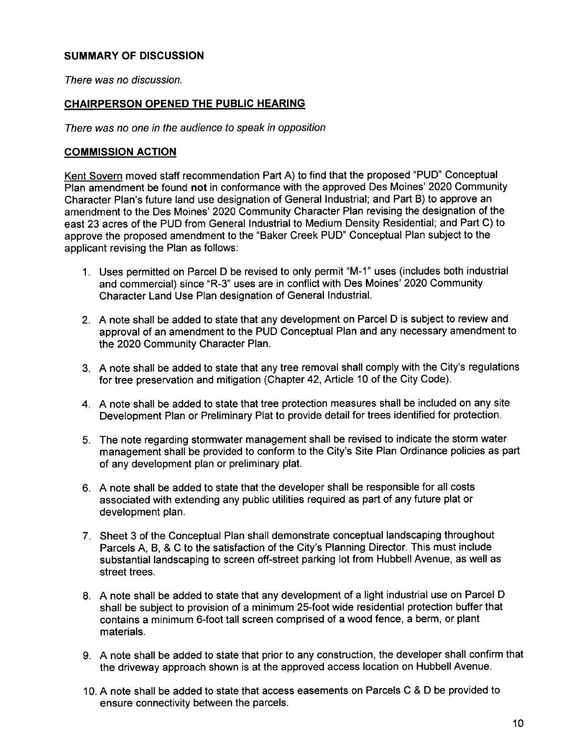**SUMMARY OF DISCUSSION**

*There was no discussion.*

**CHAIRPERSON OPENED THE PUBLIC HEARING**

*There was no one in the audience to speak in opposition*

**COMMISSION ACTION**

Kent Sovern moved staff recommendation Part A) to find that the proposed "PUD" Conceptual Plan amendment be found **not** in conformance with the approved Des Moines' 2020 Community Character Plan's future land use designation of General Industrial; and Part B) to approve an amendment to the Des Moines' 2020 Community Character Plan revising the designation of the east 23 acres of the PUD from General Industrial to Medium Density Residential; and Part C) to approve the proposed amendment to the "Baker Creek PUD" Conceptual Plan subject to the applicant revising the Plan as follows:

1. Uses permitted on Parcel D be revised to only permit "M-1" uses (includes both industrial and commercial) since "R-3" uses are in conflict with Des Moines' 2020 Community Character Land Use Plan designation of General Industrial.

2. A note shall be added to state that any development on Parcel D is subject to review and approval of an amendment to the PUD Conceptual Plan and any necessary amendment to the 2020 Community Character Plan.

3. A note shall be added to state that any tree removal shall comply with the City's regulations for tree preservation and mitigation (Chapter 42, Article 10 of the City Code).

4. A note shall be added to state that tree protection measures shall be included on any site Development Plan or Preliminary Plat to provide detail for trees identified for protection.

5. The note regarding stormwater management shall be revised to indicate the storm water management shall be provided to conform to the City's Site Plan Ordinance policies as part of any development plan or preliminary plat.

6. A note shall be added to state that the developer shall be responsible for all costs associated with extending any public utilities required as part of any future plat or development plan.

7. Sheet 3 of the Conceptual Plan shall demonstrate conceptual landscaping throughout Parcels A, B, & C to the satisfaction of the City's Planning Director. This must include substantial landscaping to screen off-street parking lot from Hubbell Avenue, as well as street trees.

8. A note shall be added to state that any development of a light industrial use on Parcel D shall be subject to provision of a minimum 25-foot wide residential protection buffer that contains a minimum 6-foot tall screen comprised of a wood fence, a berm, or plant materials.

9. A note shall be added to state that prior to any construction, the developer shall confirm that the driveway approach shown is at the approved access location on Hubbell Avenue.

10. A note shall be added to state that access easements on Parcels C & D be provided to ensure connectivity between the parcels.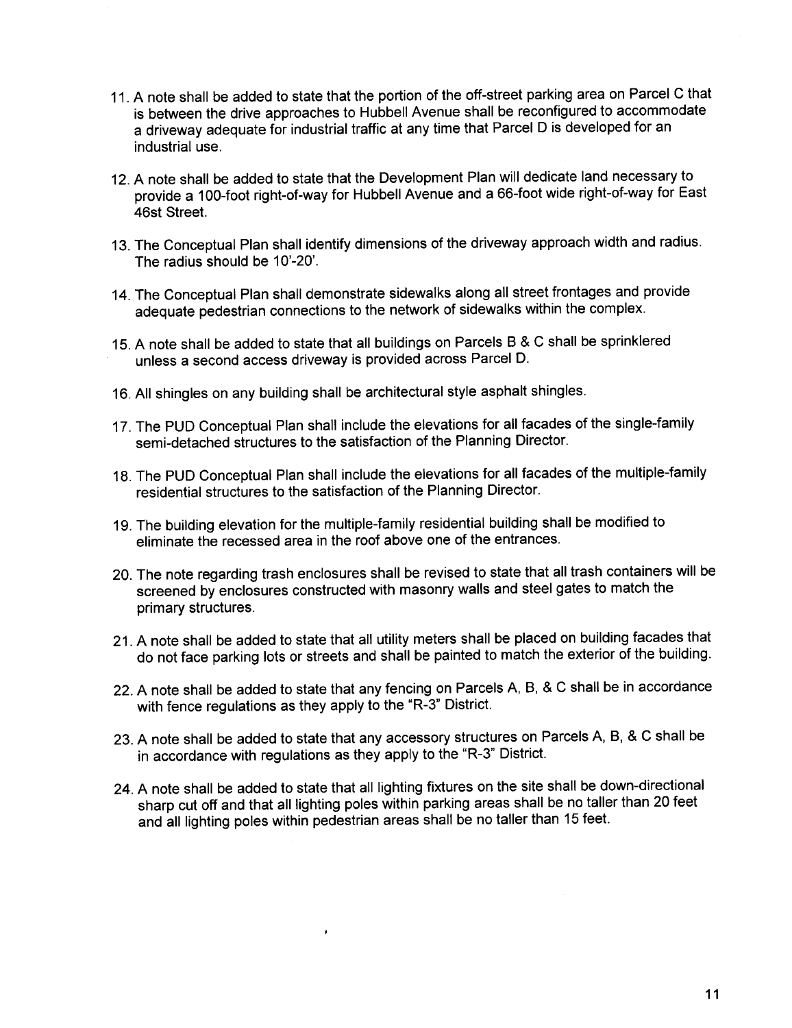11. A note shall be added to state that the portion of the off-street parking area on Parcel C that is between the drive approaches to Hubbell Avenue shall be reconfigured to accommodate a driveway adequate for industrial traffic at any time that Parcel D is developed for an industrial use.

12. A note shall be added to state that the Development Plan will dedicate land necessary to provide a 100-foot right-of-way for Hubbell Avenue and a 66-foot wide right-of-way for East 46st Street.

13. The Conceptual Plan shall identify dimensions of the driveway approach width and radius. The radius should be 10'-20'.

14. The Conceptual Plan shall demonstrate sidewalks along all street frontages and provide adequate pedestrian connections to the network of sidewalks within the complex.

15. A note shall be added to state that all buildings on Parcels B & C shall be sprinklered unless a second access driveway is provided across Parcel D.

16. All shingles on any building shall be architectural style asphalt shingles.

17. The PUD Conceptual Plan shall include the elevations for all facades of the single-family semi-detached structures to the satisfaction of the Planning Director.

18. The PUD Conceptual Plan shall include the elevations for all facades of the multiple-family residential structures to the satisfaction of the Planning Director.

19. The building elevation for the multiple-family residential building shall be modified to eliminate the recessed area in the roof above one of the entrances.

20. The note regarding trash enclosures shall be revised to state that all trash containers will be screened by enclosures constructed with masonry walls and steel gates to match the primary structures.

21. A note shall be added to state that all utility meters shall be placed on building facades that do not face parking lots or streets and shall be painted to match the exterior of the building.

22. A note shall be added to state that any fencing on Parcels A, B, & C shall be in accordance with fence regulations as they apply to the "R-3" District.

23. A note shall be added to state that any accessory structures on Parcels A, B, & C shall be in accordance with regulations as they apply to the "R-3" District.

24. A note shall be added to state that all lighting fixtures on the site shall be down-directional sharp cut off and that all lighting poles within parking areas shall be no taller than 20 feet and all lighting poles within pedestrian areas shall be no taller than 15 feet.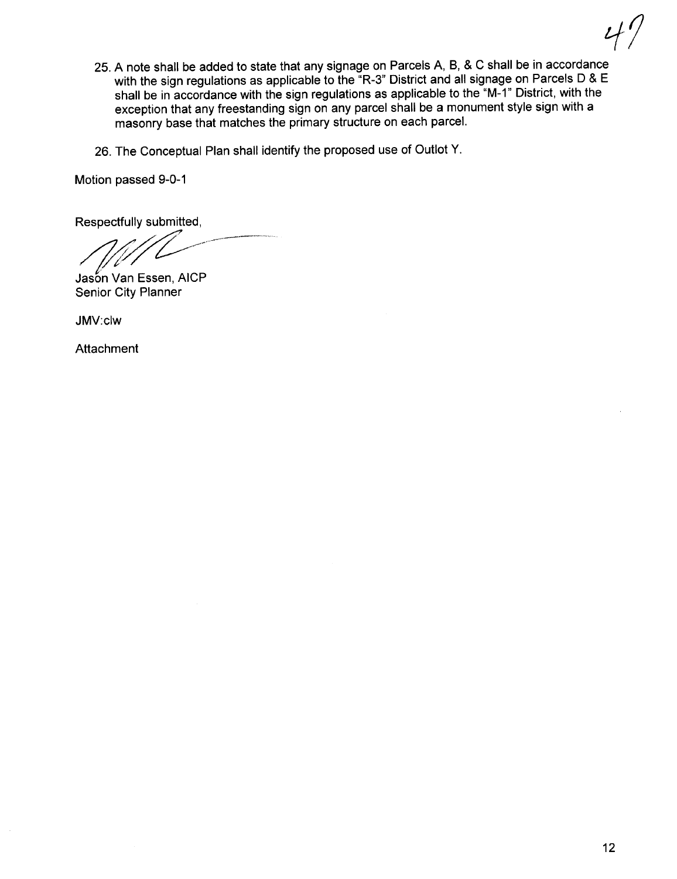25. A note shall be added to state that any signage on Parcels A, B, & C shall be in accordance with the sign regulations as applicable to the "R-3" District and all signage on Parcels D & E shall be in accordance with the sign regulations as applicable to the "M-1" District, with the exception that any freestanding sign on any parcel shall be a monument style sign with a masonry base that matches the primary structure on each parcel.

26. The Conceptual Plan shall identify the proposed use of Outlot Y.

Motion passed 9-0-1

Respectfully submitted,

Jason Van Essen, AICP
Senior City Planner

JMV:clw

Attachment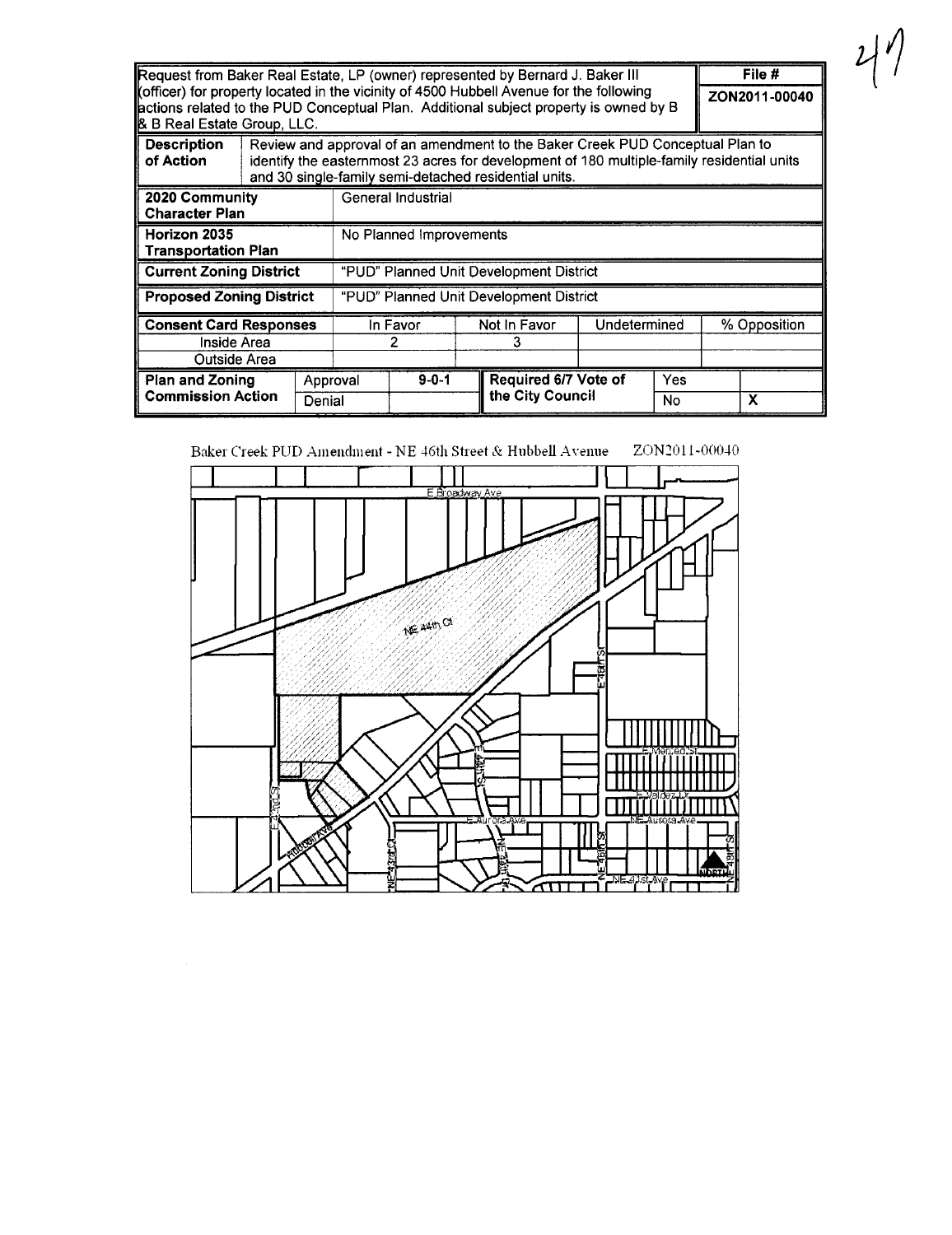47

| Request from Baker Real Estate, LP (owner) represented by Bernard J. Baker III (officer) for property located in the vicinity of 4500 Hubbell Avenue for the following actions related to the PUD Conceptual Plan. Additional subject property is owned by B & B Real Estate Group, LLC. | | | | | | File # ZON2011-00040 |
|---|---|---|---|---|---|---|
| **Description of Action** | Review and approval of an amendment to the Baker Creek PUD Conceptual Plan to identify the easternmost 23 acres for development of 180 multiple-family residential units and 30 single-family semi-detached residential units. | | | | | |
| **2020 Community Character Plan** | General Industrial | | | | | |
| **Horizon 2035 Transportation Plan** | No Planned Improvements | | | | | |
| **Current Zoning District** | "PUD" Planned Unit Development District | | | | | |
| **Proposed Zoning District** | "PUD" Planned Unit Development District | | | | | |
| **Consent Card Responses** | | In Favor | Not In Favor | Undetermined | | % Opposition |
| Inside Area | | 2 | 3 | | | |
| Outside Area | | | | | | |
| **Plan and Zoning Commission Action** | Approval | 9-0-1 | **Required 6/7 Vote of the City Council** | Yes | | |
| | Denial | | | No | | X |

Baker Creek PUD Amendment - NE 46th Street & Hubbell Avenue ZON2011-00040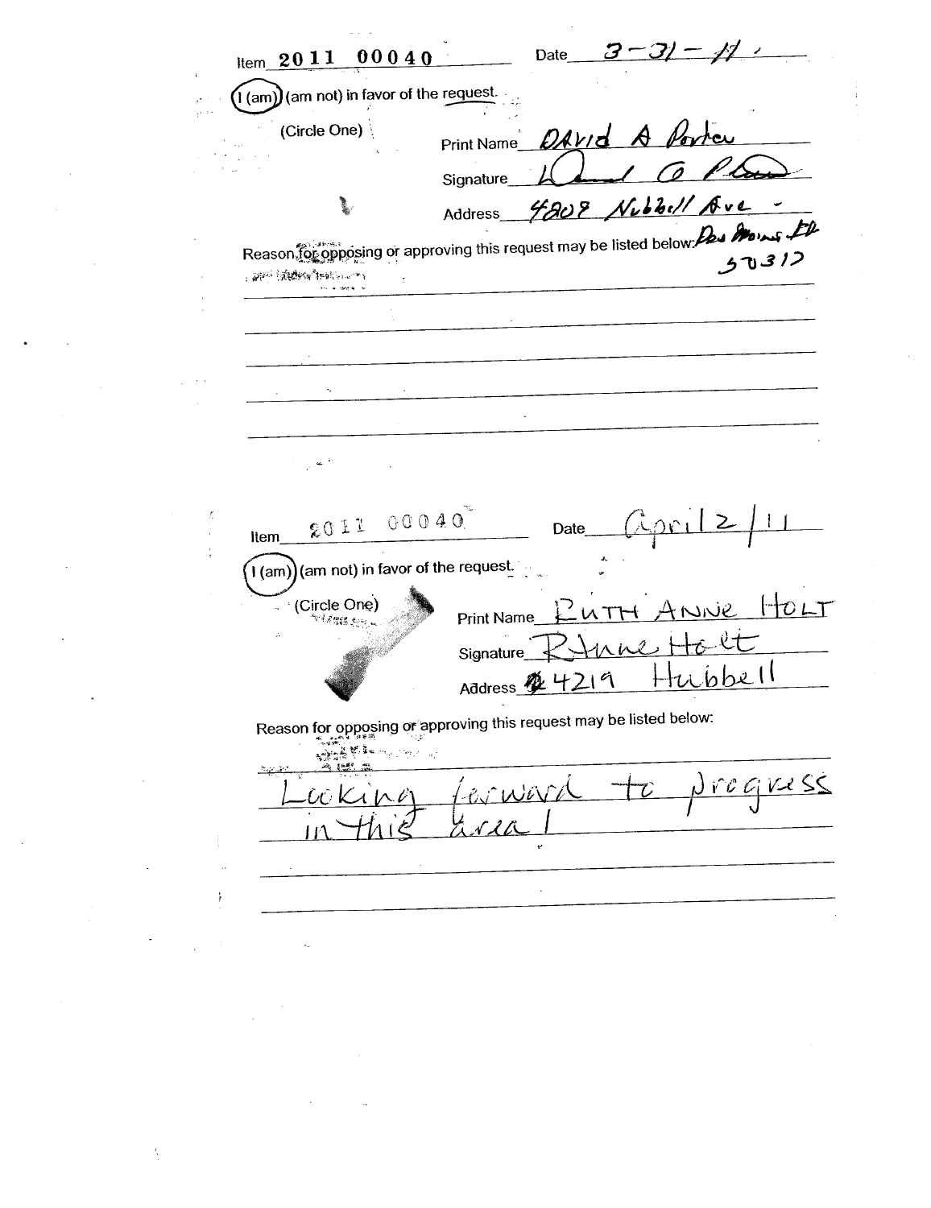Item 2011 00040 Date 3-31-11

(I (am)) (am not) in favor of the request.

(Circle One)

Print Name David A Porter

Signature David A Porter

Address 4808 Hubbell Ave - Des Moines IA 50317

Reason for opposing or approving this request may be listed below:

---

Item 2011 00040 Date April 2/11

(I (am)) (am not) in favor of the request.

(Circle One)

Print Name RUTH ANNE HOLT

Signature RAnne Holt

Address 4219 Hubbell

Reason for opposing or approving this request may be listed below:

Looking forward to progress in this area!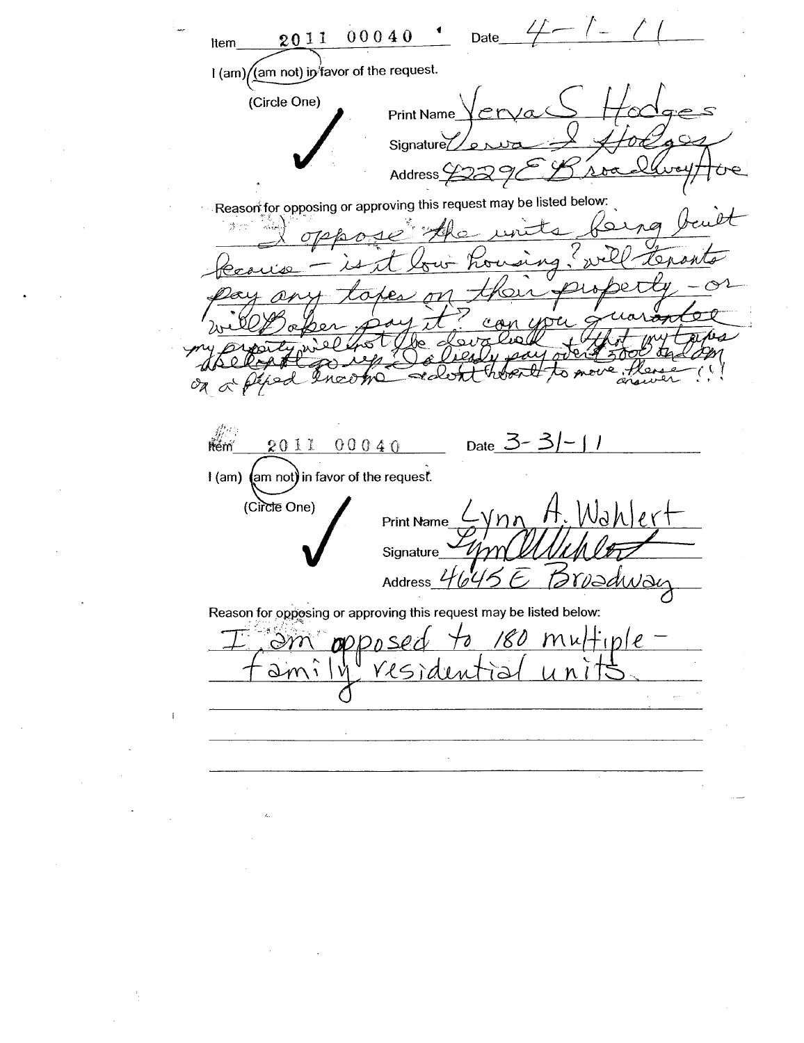Item 2011 00040 Date 4-1-11

I (am) (am not) in favor of the request.

(Circle One) ✓

Print Name Verva S Hodges

Signature Verva S Hodges

Address 4229 E Broadway Ave

Reason for opposing or approving this request may be listed below:

I oppose the units being built because - is it low housing? will tenants pay any taxes on their property - or will Baker pay it? can you guarantee my property will not be devalued & that my taxes will not go up. I already pay over $500 & I am on a fixed income - I don't want to move. Please answer !!

---

Item 2011 00040 Date 3-31-11

I (am) (am not) in favor of the request.

(Circle One) ✓

Print Name Lynn A. Wahlert

Signature Lynn A Wahlert

Address 4645 E Broadway

Reason for opposing or approving this request may be listed below:

I am opposed to 180 multiple-family residential units.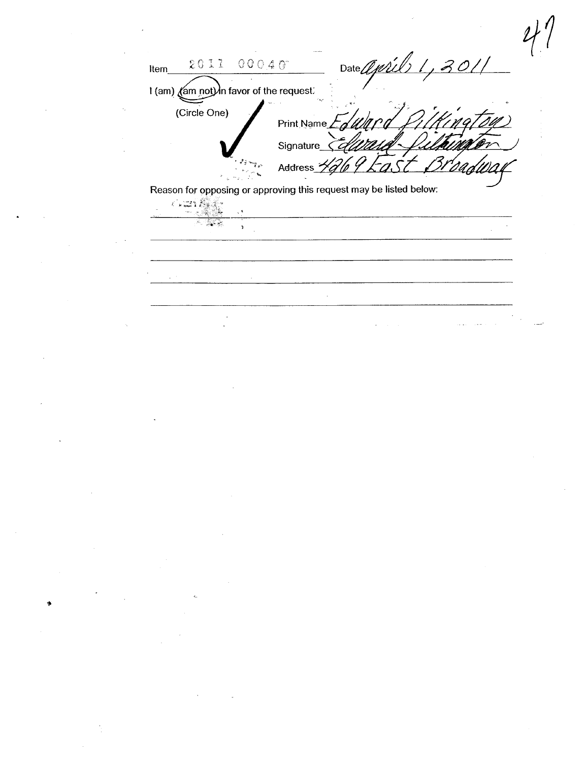Item 2011 00040 Date April 1, 2011

I (am) (am not) in favor of the request.

(Circle One)

Print Name Edward Pilkington

Signature Edward Pilkington

Address 4269 East Broadway

Reason for opposing or approving this request may be listed below: